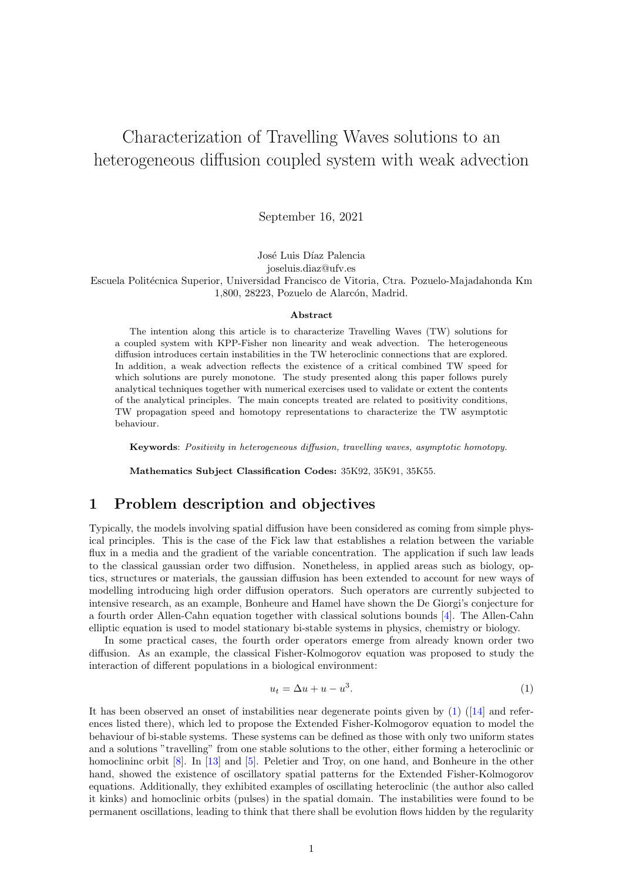# Characterization of Travelling Waves solutions to an heterogeneous diffusion coupled system with weak advection

September 16, 2021

José Luis Díaz Palencia
joseluis.diaz@ufv.es
Escuela Politécnica Superior, Universidad Francisco de Vitoria, Ctra. Pozuelo-Majadahonda Km 1,800, 28223, Pozuelo de Alarcón, Madrid.

### Abstract

The intention along this article is to characterize Travelling Waves (TW) solutions for a coupled system with KPP-Fisher non linearity and weak advection. The heterogeneous diffusion introduces certain instabilities in the TW heteroclinic connections that are explored. In addition, a weak advection reflects the existence of a critical combined TW speed for which solutions are purely monotone. The study presented along this paper follows purely analytical techniques together with numerical exercises used to validate or extent the contents of the analytical principles. The main concepts treated are related to positivity conditions, TW propagation speed and homotopy representations to characterize the TW asymptotic behaviour.

**Keywords**: *Positivity in heterogeneous diffusion, travelling waves, asymptotic homotopy.*

**Mathematics Subject Classification Codes:** 35K92, 35K91, 35K55.

## 1 Problem description and objectives

Typically, the models involving spatial diffusion have been considered as coming from simple physical principles. This is the case of the Fick law that establishes a relation between the variable flux in a media and the gradient of the variable concentration. The application if such law leads to the classical gaussian order two diffusion. Nonetheless, in applied areas such as biology, optics, structures or materials, the gaussian diffusion has been extended to account for new ways of modelling introducing high order diffusion operators. Such operators are currently subjected to intensive research, as an example, Bonheure and Hamel have shown the De Giorgi's conjecture for a fourth order Allen-Cahn equation together with classical solutions bounds [4]. The Allen-Cahn elliptic equation is used to model stationary bi-stable systems in physics, chemistry or biology.

In some practical cases, the fourth order operators emerge from already known order two diffusion. As an example, the classical Fisher-Kolmogorov equation was proposed to study the interaction of different populations in a biological environment:

$$u_t = \Delta u + u - u^3. \tag{1}$$

It has been observed an onset of instabilities near degenerate points given by (1) ([14] and references listed there), which led to propose the Extended Fisher-Kolmogorov equation to model the behaviour of bi-stable systems. These systems can be defined as those with only two uniform states and a solutions "travelling" from one stable solutions to the other, either forming a heteroclinic or homoclininc orbit [8]. In [13] and [5]. Peletier and Troy, on one hand, and Bonheure in the other hand, showed the existence of oscillatory spatial patterns for the Extended Fisher-Kolmogorov equations. Additionally, they exhibited examples of oscillating heteroclinic (the author also called it kinks) and homoclinic orbits (pulses) in the spatial domain. The instabilities were found to be permanent oscillations, leading to think that there shall be evolution flows hidden by the regularity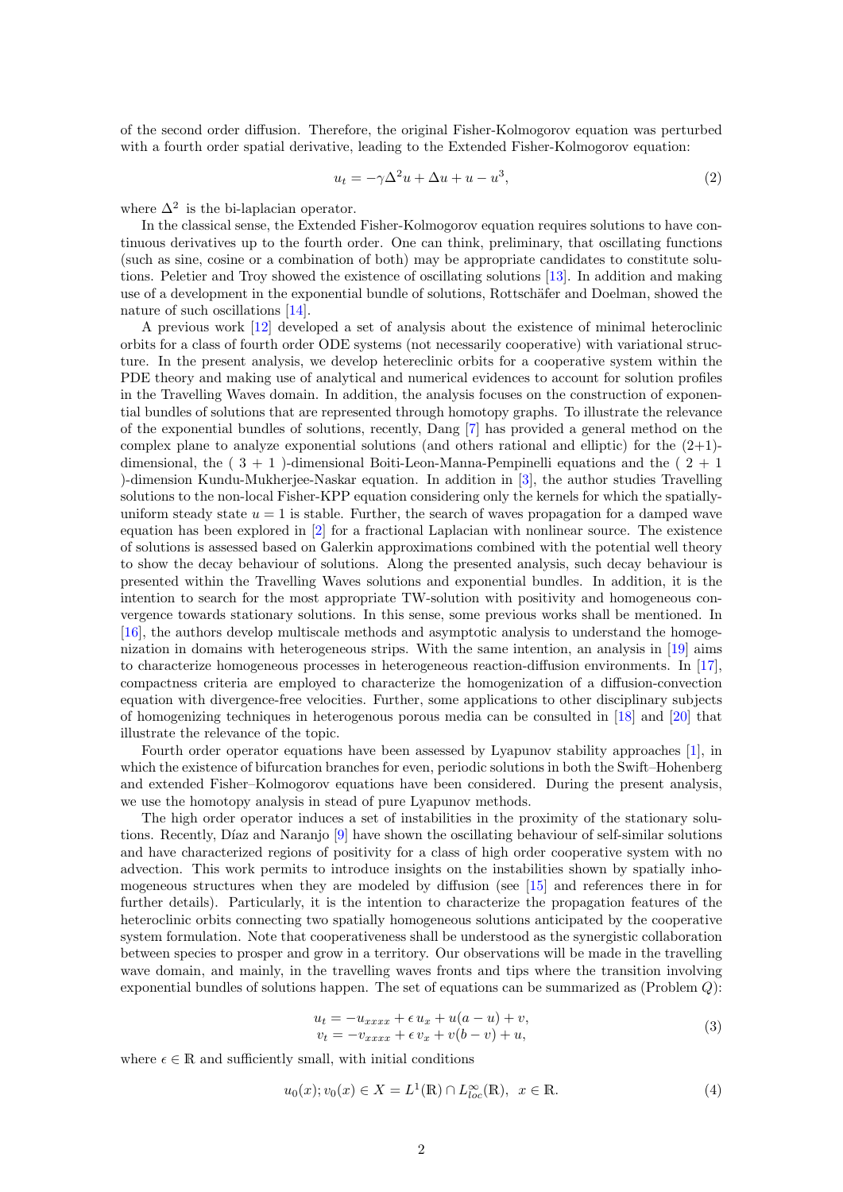of the second order diffusion. Therefore, the original Fisher-Kolmogorov equation was perturbed with a fourth order spatial derivative, leading to the Extended Fisher-Kolmogorov equation:

$$u_t = -\gamma \Delta^2 u + \Delta u + u - u^3, \tag{2}$$

where $\Delta^2$ is the bi-laplacian operator.

In the classical sense, the Extended Fisher-Kolmogorov equation requires solutions to have continuous derivatives up to the fourth order. One can think, preliminary, that oscillating functions (such as sine, cosine or a combination of both) may be appropriate candidates to constitute solutions. Peletier and Troy showed the existence of oscillating solutions [13]. In addition and making use of a development in the exponential bundle of solutions, Rottschäfer and Doelman, showed the nature of such oscillations [14].

A previous work [12] developed a set of analysis about the existence of minimal heteroclinic orbits for a class of fourth order ODE systems (not necessarily cooperative) with variational structure. In the present analysis, we develop hetereclinic orbits for a cooperative system within the PDE theory and making use of analytical and numerical evidences to account for solution profiles in the Travelling Waves domain. In addition, the analysis focuses on the construction of exponential bundles of solutions that are represented through homotopy graphs. To illustrate the relevance of the exponential bundles of solutions, recently, Dang [7] has provided a general method on the complex plane to analyze exponential solutions (and others rational and elliptic) for the (2+1)-dimensional, the ( 3 + 1 )-dimensional Boiti-Leon-Manna-Pempinelli equations and the ( 2 + 1 )-dimension Kundu-Mukherjee-Naskar equation. In addition in [3], the author studies Travelling solutions to the non-local Fisher-KPP equation considering only the kernels for which the spatially-uniform steady state $u = 1$ is stable. Further, the search of waves propagation for a damped wave equation has been explored in [2] for a fractional Laplacian with nonlinear source. The existence of solutions is assessed based on Galerkin approximations combined with the potential well theory to show the decay behaviour of solutions. Along the presented analysis, such decay behaviour is presented within the Travelling Waves solutions and exponential bundles. In addition, it is the intention to search for the most appropriate TW-solution with positivity and homogeneous convergence towards stationary solutions. In this sense, some previous works shall be mentioned. In [16], the authors develop multiscale methods and asymptotic analysis to understand the homogenization in domains with heterogeneous strips. With the same intention, an analysis in [19] aims to characterize homogeneous processes in heterogeneous reaction-diffusion environments. In [17], compactness criteria are employed to characterize the homogenization of a diffusion-convection equation with divergence-free velocities. Further, some applications to other disciplinary subjects of homogenizing techniques in heterogenous porous media can be consulted in [18] and [20] that illustrate the relevance of the topic.

Fourth order operator equations have been assessed by Lyapunov stability approaches [1], in which the existence of bifurcation branches for even, periodic solutions in both the Swift–Hohenberg and extended Fisher–Kolmogorov equations have been considered. During the present analysis, we use the homotopy analysis in stead of pure Lyapunov methods.

The high order operator induces a set of instabilities in the proximity of the stationary solutions. Recently, Díaz and Naranjo [9] have shown the oscillating behaviour of self-similar solutions and have characterized regions of positivity for a class of high order cooperative system with no advection. This work permits to introduce insights on the instabilities shown by spatially inhomogeneous structures when they are modeled by diffusion (see [15] and references there in for further details). Particularly, it is the intention to characterize the propagation features of the heteroclinic orbits connecting two spatially homogeneous solutions anticipated by the cooperative system formulation. Note that cooperativeness shall be understood as the synergistic collaboration between species to prosper and grow in a territory. Our observations will be made in the travelling wave domain, and mainly, in the travelling waves fronts and tips where the transition involving exponential bundles of solutions happen. The set of equations can be summarized as (Problem $Q$):

$$\begin{aligned} u_t &= -u_{xxxx} + \epsilon\, u_x + u(a-u) + v, \\ v_t &= -v_{xxxx} + \epsilon\, v_x + v(b-v) + u, \end{aligned} \tag{3}$$

where $\epsilon \in \mathbb{R}$ and sufficiently small, with initial conditions

$$u_0(x); v_0(x) \in X = L^1(\mathbb{R}) \cap L^\infty_{loc}(\mathbb{R}), \;\; x \in \mathbb{R}. \tag{4}$$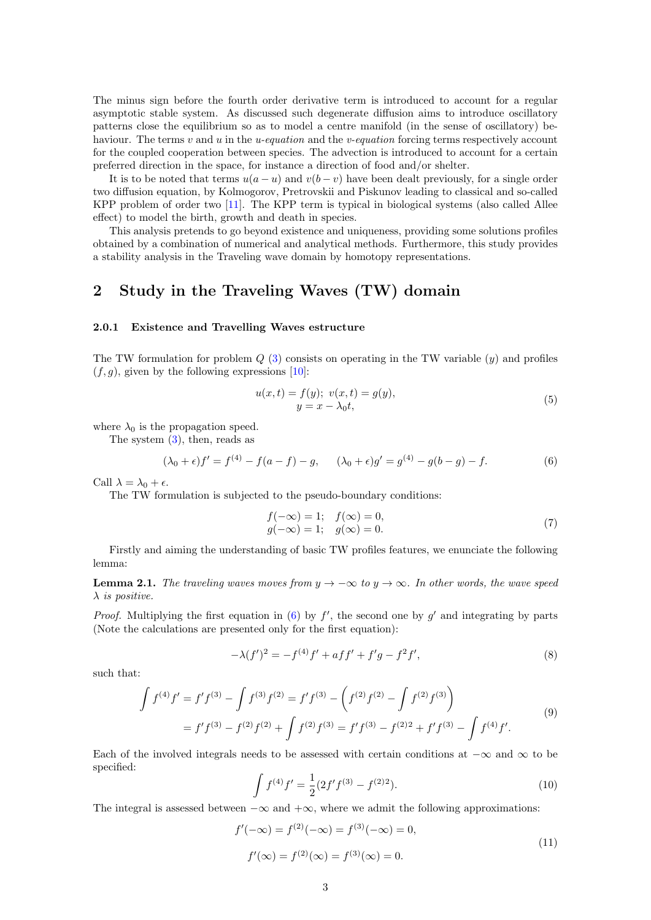The minus sign before the fourth order derivative term is introduced to account for a regular asymptotic stable system. As discussed such degenerate diffusion aims to introduce oscillatory patterns close the equilibrium so as to model a centre manifold (in the sense of oscillatory) behaviour. The terms $v$ and $u$ in the *u-equation* and the *v-equation* forcing terms respectively account for the coupled cooperation between species. The advection is introduced to account for a certain preferred direction in the space, for instance a direction of food and/or shelter.

It is to be noted that terms $u(a-u)$ and $v(b-v)$ have been dealt previously, for a single order two diffusion equation, by Kolmogorov, Pretrovskii and Piskunov leading to classical and so-called KPP problem of order two [11]. The KPP term is typical in biological systems (also called Allee effect) to model the birth, growth and death in species.

This analysis pretends to go beyond existence and uniqueness, providing some solutions profiles obtained by a combination of numerical and analytical methods. Furthermore, this study provides a stability analysis in the Traveling wave domain by homotopy representations.

## 2 Study in the Traveling Waves (TW) domain

#### 2.0.1 Existence and Travelling Waves estructure

The TW formulation for problem $Q$ (3) consists on operating in the TW variable ($y$) and profiles $(f, g)$, given by the following expressions [10]:

$$
\begin{gathered}
u(x,t) = f(y);\; v(x,t) = g(y), \\
y = x - \lambda_0 t,
\end{gathered}
\tag{5}
$$

where $\lambda_0$ is the propagation speed.

The system (3), then, reads as

$$
(\lambda_0 + \epsilon) f' = f^{(4)} - f(a - f) - g, \qquad (\lambda_0 + \epsilon) g' = g^{(4)} - g(b - g) - f. \tag{6}
$$

Call $\lambda = \lambda_0 + \epsilon$.

The TW formulation is subjected to the pseudo-boundary conditions:

$$
\begin{gathered}
f(-\infty) = 1; \quad f(\infty) = 0, \\
g(-\infty) = 1; \quad g(\infty) = 0.
\end{gathered}
\tag{7}
$$

Firstly and aiming the understanding of basic TW profiles features, we enunciate the following lemma:

**Lemma 2.1.** *The traveling waves moves from $y \to -\infty$ to $y \to \infty$. In other words, the wave speed $\lambda$ is positive.*

*Proof.* Multiplying the first equation in (6) by $f'$, the second one by $g'$ and integrating by parts (Note the calculations are presented only for the first equation):

$$
-\lambda (f')^2 = -f^{(4)} f' + a f f' + f' g - f^2 f', \tag{8}
$$

such that:

$$
\begin{aligned}
\int f^{(4)} f' &= f' f^{(3)} - \int f^{(3)} f^{(2)} = f' f^{(3)} - \left( f^{(2)} f^{(2)} - \int f^{(2)} f^{(3)} \right) \\
&= f' f^{(3)} - f^{(2)} f^{(2)} + \int f^{(2)} f^{(3)} = f' f^{(3)} - f^{(2)2} + f' f^{(3)} - \int f^{(4)} f'.
\end{aligned}
\tag{9}
$$

Each of the involved integrals needs to be assessed with certain conditions at $-\infty$ and $\infty$ to be specified:

$$
\int f^{(4)} f' = \frac{1}{2} (2 f' f^{(3)} - f^{(2)2}). \tag{10}
$$

The integral is assessed between $-\infty$ and $+\infty$, where we admit the following approximations:

$$
\begin{gathered}
f'(-\infty) = f^{(2)}(-\infty) = f^{(3)}(-\infty) = 0, \\
f'(\infty) = f^{(2)}(\infty) = f^{(3)}(\infty) = 0.
\end{gathered}
\tag{11}
$$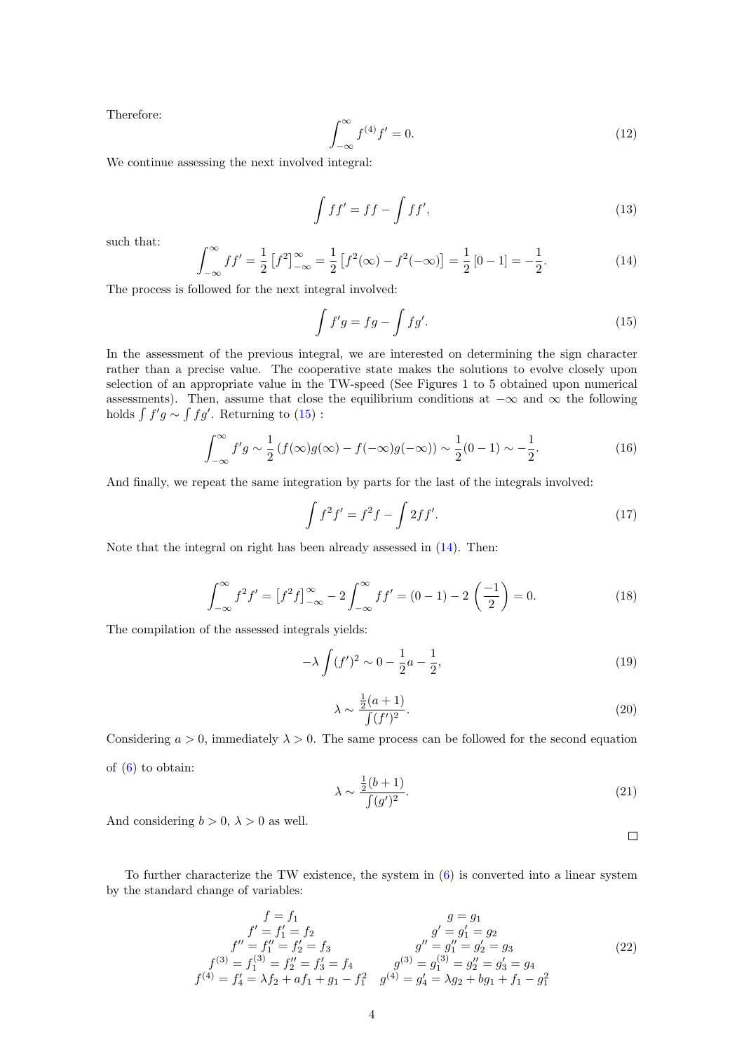Therefore:

$$\int_{-\infty}^{\infty} f^{(4)} f' = 0. \tag{12}$$

We continue assessing the next involved integral:

$$\int f f' = f f - \int f f', \tag{13}$$

such that:

$$\int_{-\infty}^{\infty} f f' = \frac{1}{2}\left[f^2\right]_{-\infty}^{\infty} = \frac{1}{2}\left[f^2(\infty) - f^2(-\infty)\right] = \frac{1}{2}\left[0-1\right] = -\frac{1}{2}. \tag{14}$$

The process is followed for the next integral involved:

$$\int f' g = f g - \int f g'. \tag{15}$$

In the assessment of the previous integral, we are interested on determining the sign character rather than a precise value. The cooperative state makes the solutions to evolve closely upon selection of an appropriate value in the TW-speed (See Figures 1 to 5 obtained upon numerical assessments). Then, assume that close the equilibrium conditions at $-\infty$ and $\infty$ the following holds $\int f'g \sim \int fg'$. Returning to (15) :

$$\int_{-\infty}^{\infty} f' g \sim \frac{1}{2}\left(f(\infty)g(\infty) - f(-\infty)g(-\infty)\right) \sim \frac{1}{2}(0-1) \sim -\frac{1}{2}. \tag{16}$$

And finally, we repeat the same integration by parts for the last of the integrals involved:

$$\int f^2 f' = f^2 f - \int 2 f f'. \tag{17}$$

Note that the integral on right has been already assessed in (14). Then:

$$\int_{-\infty}^{\infty} f^2 f' = \left[f^2 f\right]_{-\infty}^{\infty} - 2\int_{-\infty}^{\infty} f f' = (0-1) - 2\left(\frac{-1}{2}\right) = 0. \tag{18}$$

The compilation of the assessed integrals yields:

$$-\lambda \int (f')^2 \sim 0 - \frac{1}{2}a - \frac{1}{2}, \tag{19}$$

$$\lambda \sim \frac{\frac{1}{2}(a+1)}{\int (f')^2}. \tag{20}$$

Considering $a > 0$, immediately $\lambda > 0$. The same process can be followed for the second equation of (6) to obtain:

$$\lambda \sim \frac{\frac{1}{2}(b+1)}{\int (g')^2}. \tag{21}$$

And considering $b > 0$, $\lambda > 0$ as well.

□

To further characterize the TW existence, the system in (6) is converted into a linear system by the standard change of variables:

$$\begin{array}{cc}
f = f_1 & g = g_1 \\
f' = f_1' = f_2 & g' = g_1' = g_2 \\
f'' = f_1'' = f_2' = f_3 & g'' = g_1'' = g_2' = g_3 \\
f^{(3)} = f_1^{(3)} = f_2'' = f_3' = f_4 & g^{(3)} = g_1^{(3)} = g_2'' = g_3' = g_4 \\
f^{(4)} = f_4' = \lambda f_2 + a f_1 + g_1 - f_1^2 & g^{(4)} = g_4' = \lambda g_2 + b g_1 + f_1 - g_1^2
\end{array} \tag{22}$$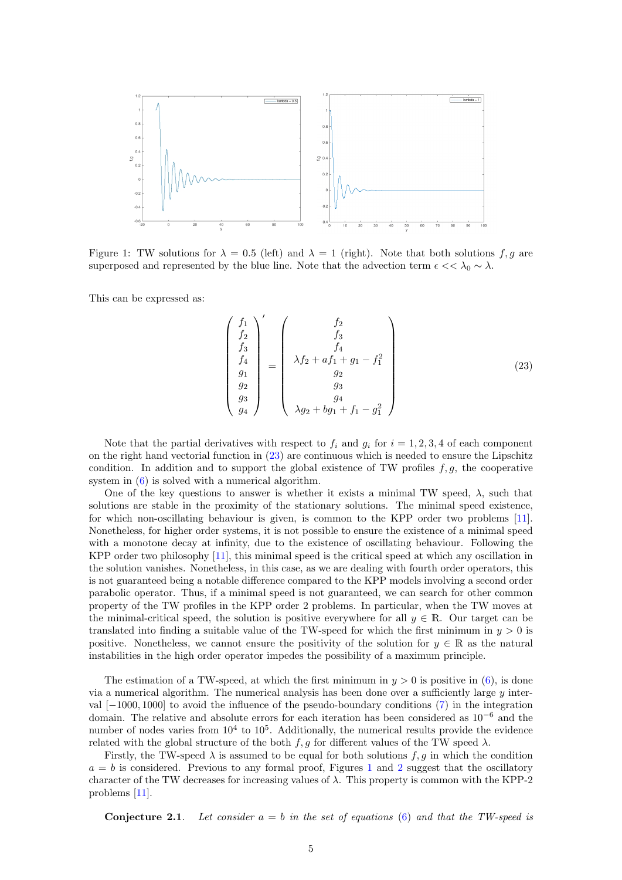Figure 1: TW solutions for $\lambda = 0.5$ (left) and $\lambda = 1$ (right). Note that both solutions $f, g$ are superposed and represented by the blue line. Note that the advection term $\epsilon << \lambda_0 \sim \lambda$.

This can be expressed as:

$$
\begin{pmatrix} f_1 \\ f_2 \\ f_3 \\ f_4 \\ g_1 \\ g_2 \\ g_3 \\ g_4 \end{pmatrix}' = \begin{pmatrix} f_2 \\ f_3 \\ f_4 \\ \lambda f_2 + a f_1 + g_1 - f_1^2 \\ g_2 \\ g_3 \\ g_4 \\ \lambda g_2 + b g_1 + f_1 - g_1^2 \end{pmatrix} \tag{23}
$$

Note that the partial derivatives with respect to $f_i$ and $g_i$ for $i = 1, 2, 3, 4$ of each component on the right hand vectorial function in (23) are continuous which is needed to ensure the Lipschitz condition. In addition and to support the global existence of TW profiles $f, g$, the cooperative system in (6) is solved with a numerical algorithm.

One of the key questions to answer is whether it exists a minimal TW speed, $\lambda$, such that solutions are stable in the proximity of the stationary solutions. The minimal speed existence, for which non-oscillating behaviour is given, is common to the KPP order two problems [11]. Nonetheless, for higher order systems, it is not possible to ensure the existence of a minimal speed with a monotone decay at infinity, due to the existence of oscillating behaviour. Following the KPP order two philosophy [11], this minimal speed is the critical speed at which any oscillation in the solution vanishes. Nonetheless, in this case, as we are dealing with fourth order operators, this is not guaranteed being a notable difference compared to the KPP models involving a second order parabolic operator. Thus, if a minimal speed is not guaranteed, we can search for other common property of the TW profiles in the KPP order 2 problems. In particular, when the TW moves at the minimal-critical speed, the solution is positive everywhere for all $y \in \mathbb{R}$. Our target can be translated into finding a suitable value of the TW-speed for which the first minimum in $y > 0$ is positive. Nonetheless, we cannot ensure the positivity of the solution for $y \in \mathbb{R}$ as the natural instabilities in the high order operator impedes the possibility of a maximum principle.

The estimation of a TW-speed, at which the first minimum in $y > 0$ is positive in (6), is done via a numerical algorithm. The numerical analysis has been done over a sufficiently large $y$ interval $[-1000, 1000]$ to avoid the influence of the pseudo-boundary conditions (7) in the integration domain. The relative and absolute errors for each iteration has been considered as $10^{-6}$ and the number of nodes varies from $10^4$ to $10^5$. Additionally, the numerical results provide the evidence related with the global structure of the both $f, g$ for different values of the TW speed $\lambda$.

Firstly, the TW-speed $\lambda$ is assumed to be equal for both solutions $f, g$ in which the condition $a = b$ is considered. Previous to any formal proof, Figures 1 and 2 suggest that the oscillatory character of the TW decreases for increasing values of $\lambda$. This property is common with the KPP-2 problems [11].

**Conjecture 2.1.** *Let consider $a = b$ in the set of equations (6) and that the TW-speed is*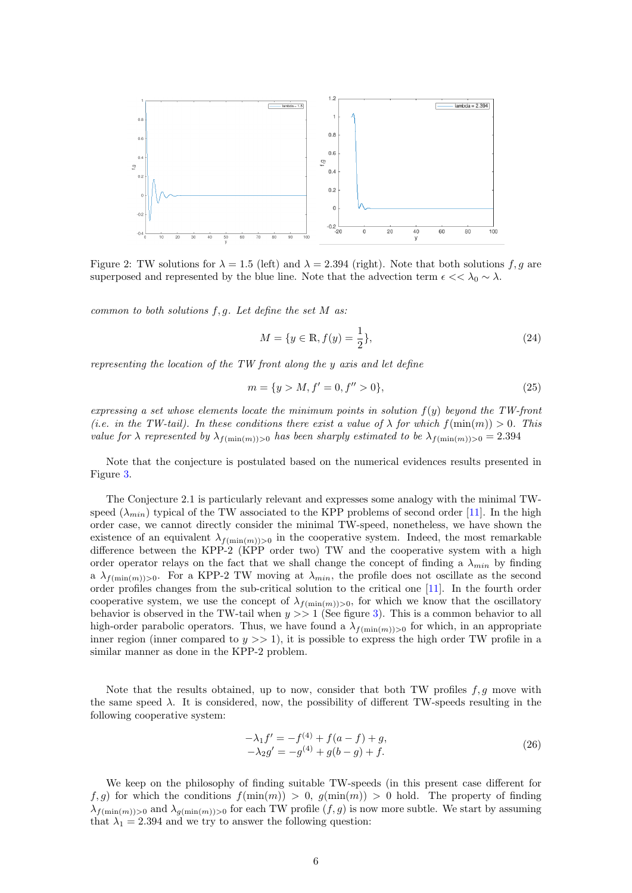Figure 2: TW solutions for $\lambda = 1.5$ (left) and $\lambda = 2.394$ (right). Note that both solutions $f, g$ are superposed and represented by the blue line. Note that the advection term $\epsilon << \lambda_0 \sim \lambda$.

*common to both solutions $f, g$. Let define the set $M$ as:*

$$M = \{y \in \mathbb{R}, f(y) = \frac{1}{2}\}, \tag{24}$$

*representing the location of the TW front along the $y$ axis and let define*

$$m = \{y > M, f' = 0, f'' > 0\}, \tag{25}$$

*expressing a set whose elements locate the minimum points in solution $f(y)$ beyond the TW-front (i.e. in the TW-tail). In these conditions there exist a value of $\lambda$ for which $f(\min(m)) > 0$. This value for $\lambda$ represented by $\lambda_{f(\min(m))>0}$ has been sharply estimated to be $\lambda_{f(\min(m))>0} = 2.394$*

Note that the conjecture is postulated based on the numerical evidences results presented in Figure 3.

The Conjecture 2.1 is particularly relevant and expresses some analogy with the minimal TW-speed ($\lambda_{min}$) typical of the TW associated to the KPP problems of second order [11]. In the high order case, we cannot directly consider the minimal TW-speed, nonetheless, we have shown the existence of an equivalent $\lambda_{f(\min(m))>0}$ in the cooperative system. Indeed, the most remarkable difference between the KPP-2 (KPP order two) TW and the cooperative system with a high order operator relays on the fact that we shall change the concept of finding a $\lambda_{min}$ by finding a $\lambda_{f(\min(m))>0}$. For a KPP-2 TW moving at $\lambda_{min}$, the profile does not oscillate as the second order profiles changes from the sub-critical solution to the critical one [11]. In the fourth order cooperative system, we use the concept of $\lambda_{f(\min(m))>0}$, for which we know that the oscillatory behavior is observed in the TW-tail when $y >> 1$ (See figure 3). This is a common behavior to all high-order parabolic operators. Thus, we have found a $\lambda_{f(\min(m))>0}$ for which, in an appropriate inner region (inner compared to $y >> 1$), it is possible to express the high order TW profile in a similar manner as done in the KPP-2 problem.

Note that the results obtained, up to now, consider that both TW profiles $f, g$ move with the same speed $\lambda$. It is considered, now, the possibility of different TW-speeds resulting in the following cooperative system:

$$\begin{aligned} -\lambda_1 f' &= -f^{(4)} + f(a - f) + g, \\ -\lambda_2 g' &= -g^{(4)} + g(b - g) + f. \end{aligned} \tag{26}$$

We keep on the philosophy of finding suitable TW-speeds (in this present case different for $f, g$) for which the conditions $f(\min(m)) > 0$, $g(\min(m)) > 0$ hold. The property of finding $\lambda_{f(\min(m))>0}$ and $\lambda_{g(\min(m))>0}$ for each TW profile $(f, g)$ is now more subtle. We start by assuming that $\lambda_1 = 2.394$ and we try to answer the following question: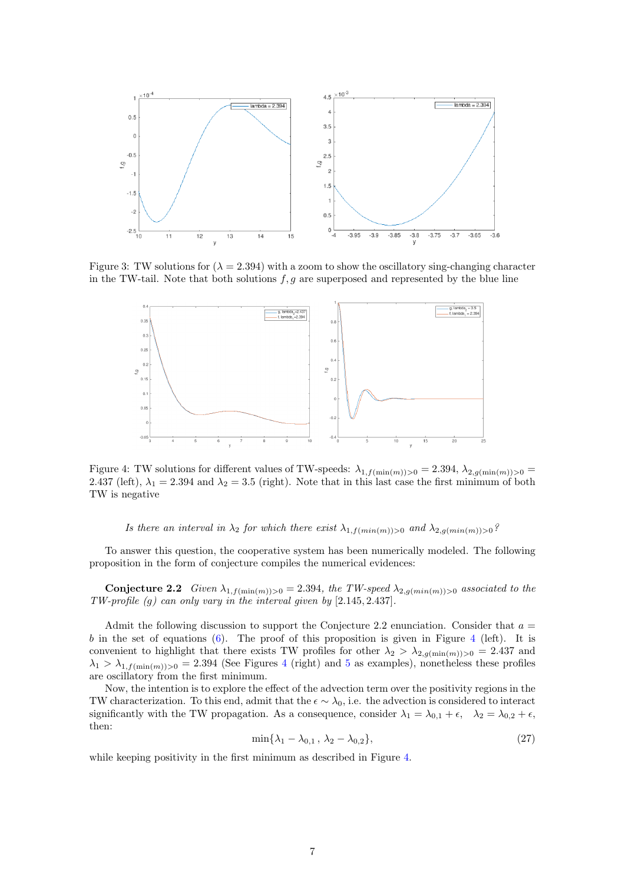Figure 3: TW solutions for ($\lambda = 2.394$) with a zoom to show the oscillatory sing-changing character in the TW-tail. Note that both solutions $f, g$ are superposed and represented by the blue line

Figure 4: TW solutions for different values of TW-speeds: $\lambda_{1,f(\min(m))>0} = 2.394$, $\lambda_{2,g(\min(m))>0} = 2.437$ (left), $\lambda_1 = 2.394$ and $\lambda_2 = 3.5$ (right). Note that in this last case the first minimum of both TW is negative

*Is there an interval in $\lambda_2$ for which there exist $\lambda_{1,f(min(m))>0}$ and $\lambda_{2,g(min(m))>0}$?*

To answer this question, the cooperative system has been numerically modeled. The following proposition in the form of conjecture compiles the numerical evidences:

**Conjecture 2.2** *Given $\lambda_{1,f(\min(m))>0} = 2.394$, the TW-speed $\lambda_{2,g(min(m))>0}$ associated to the TW-profile (g) can only vary in the interval given by* $[2.145, 2.437]$.

Admit the following discussion to support the Conjecture 2.2 enunciation. Consider that $a = b$ in the set of equations (6). The proof of this proposition is given in Figure 4 (left). It is convenient to highlight that there exists TW profiles for other $\lambda_2 > \lambda_{2,g(\min(m))>0} = 2.437$ and $\lambda_1 > \lambda_{1,f(\min(m))>0} = 2.394$ (See Figures 4 (right) and 5 as examples), nonetheless these profiles are oscillatory from the first minimum.

Now, the intention is to explore the effect of the advection term over the positivity regions in the TW characterization. To this end, admit that the $\epsilon \sim \lambda_0$, i.e. the advection is considered to interact significantly with the TW propagation. As a consequence, consider $\lambda_1 = \lambda_{0,1} + \epsilon, \quad \lambda_2 = \lambda_{0,2} + \epsilon$, then:

$$\min\{\lambda_1 - \lambda_{0,1} \, , \, \lambda_2 - \lambda_{0,2}\}, \tag{27}$$

while keeping positivity in the first minimum as described in Figure 4.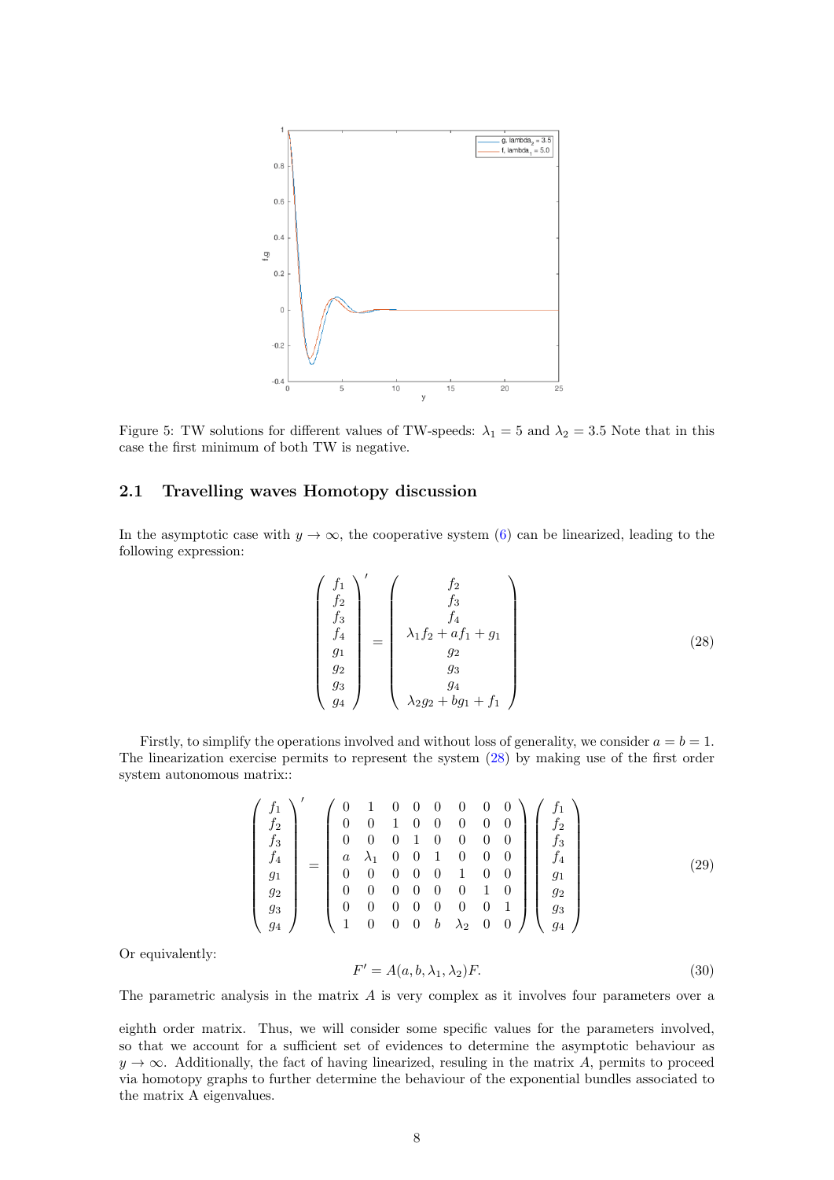Figure 5: TW solutions for different values of TW-speeds: $\lambda_1 = 5$ and $\lambda_2 = 3.5$ Note that in this case the first minimum of both TW is negative.

## 2.1 Travelling waves Homotopy discussion

In the asymptotic case with $y \to \infty$, the cooperative system (6) can be linearized, leading to the following expression:

$$\begin{pmatrix} f_1 \\ f_2 \\ f_3 \\ f_4 \\ g_1 \\ g_2 \\ g_3 \\ g_4 \end{pmatrix}' = \begin{pmatrix} f_2 \\ f_3 \\ f_4 \\ \lambda_1 f_2 + a f_1 + g_1 \\ g_2 \\ g_3 \\ g_4 \\ \lambda_2 g_2 + b g_1 + f_1 \end{pmatrix} \tag{28}$$

Firstly, to simplify the operations involved and without loss of generality, we consider $a = b = 1$. The linearization exercise permits to represent the system (28) by making use of the first order system autonomous matrix::

$$\begin{pmatrix} f_1 \\ f_2 \\ f_3 \\ f_4 \\ g_1 \\ g_2 \\ g_3 \\ g_4 \end{pmatrix}' = \begin{pmatrix} 0 & 1 & 0 & 0 & 0 & 0 & 0 & 0 \\ 0 & 0 & 1 & 0 & 0 & 0 & 0 & 0 \\ 0 & 0 & 0 & 1 & 0 & 0 & 0 & 0 \\ a & \lambda_1 & 0 & 0 & 1 & 0 & 0 & 0 \\ 0 & 0 & 0 & 0 & 0 & 1 & 0 & 0 \\ 0 & 0 & 0 & 0 & 0 & 0 & 1 & 0 \\ 0 & 0 & 0 & 0 & 0 & 0 & 0 & 1 \\ 1 & 0 & 0 & 0 & b & \lambda_2 & 0 & 0 \end{pmatrix} \begin{pmatrix} f_1 \\ f_2 \\ f_3 \\ f_4 \\ g_1 \\ g_2 \\ g_3 \\ g_4 \end{pmatrix} \tag{29}$$

Or equivalently:

$$F' = A(a, b, \lambda_1, \lambda_2)F. \tag{30}$$

The parametric analysis in the matrix $A$ is very complex as it involves four parameters over a eighth order matrix. Thus, we will consider some specific values for the parameters involved, so that we account for a sufficient set of evidences to determine the asymptotic behaviour as $y \to \infty$. Additionally, the fact of having linearized, resuling in the matrix $A$, permits to proceed via homotopy graphs to further determine the behaviour of the exponential bundles associated to the matrix A eigenvalues.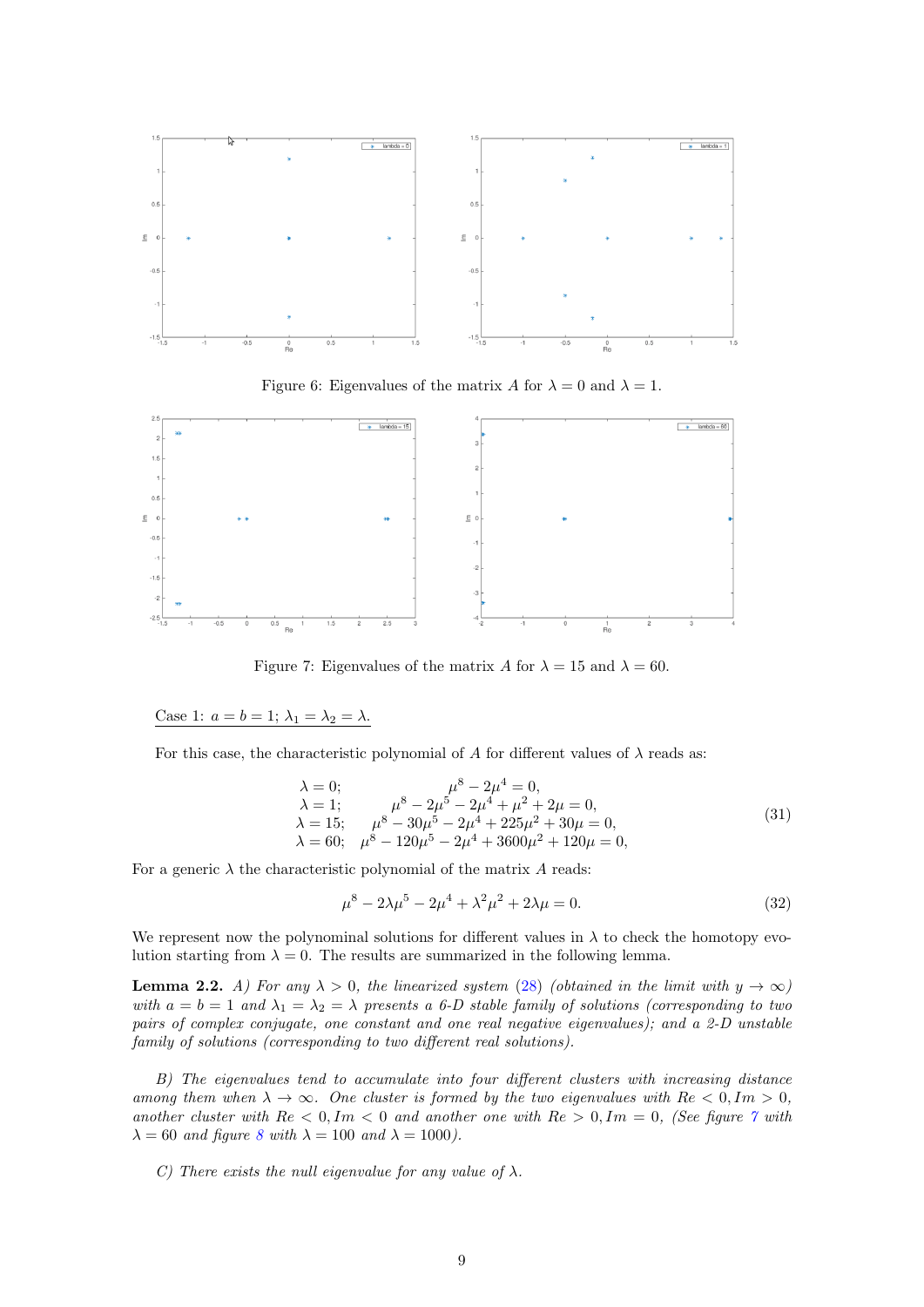Figure 6: Eigenvalues of the matrix $A$ for $\lambda = 0$ and $\lambda = 1$.

Figure 7: Eigenvalues of the matrix $A$ for $\lambda = 15$ and $\lambda = 60$.

Case 1: $a = b = 1$; $\lambda_1 = \lambda_2 = \lambda$.

For this case, the characteristic polynomial of $A$ for different values of $\lambda$ reads as:

$$
\begin{array}{ll}
\lambda = 0; & \mu^8 - 2\mu^4 = 0, \\
\lambda = 1; & \mu^8 - 2\mu^5 - 2\mu^4 + \mu^2 + 2\mu = 0, \\
\lambda = 15; & \mu^8 - 30\mu^5 - 2\mu^4 + 225\mu^2 + 30\mu = 0, \\
\lambda = 60; & \mu^8 - 120\mu^5 - 2\mu^4 + 3600\mu^2 + 120\mu = 0,
\end{array}
\tag{31}
$$

For a generic $\lambda$ the characteristic polynomial of the matrix $A$ reads:

$$
\mu^8 - 2\lambda\mu^5 - 2\mu^4 + \lambda^2\mu^2 + 2\lambda\mu = 0. \tag{32}
$$

We represent now the polynominal solutions for different values in $\lambda$ to check the homotopy evolution starting from $\lambda = 0$. The results are summarized in the following lemma.

**Lemma 2.2.** *A) For any $\lambda > 0$, the linearized system (28) (obtained in the limit with $y \to \infty$) with $a = b = 1$ and $\lambda_1 = \lambda_2 = \lambda$ presents a 6-D stable family of solutions (corresponding to two pairs of complex conjugate, one constant and one real negative eigenvalues); and a 2-D unstable family of solutions (corresponding to two different real solutions).*

*B) The eigenvalues tend to accumulate into four different clusters with increasing distance among them when $\lambda \to \infty$. One cluster is formed by the two eigenvalues with $Re < 0, Im > 0$, another cluster with $Re < 0, Im < 0$ and another one with $Re > 0, Im = 0$, (See figure 7 with $\lambda = 60$ and figure 8 with $\lambda = 100$ and $\lambda = 1000$).*

*C) There exists the null eigenvalue for any value of $\lambda$.*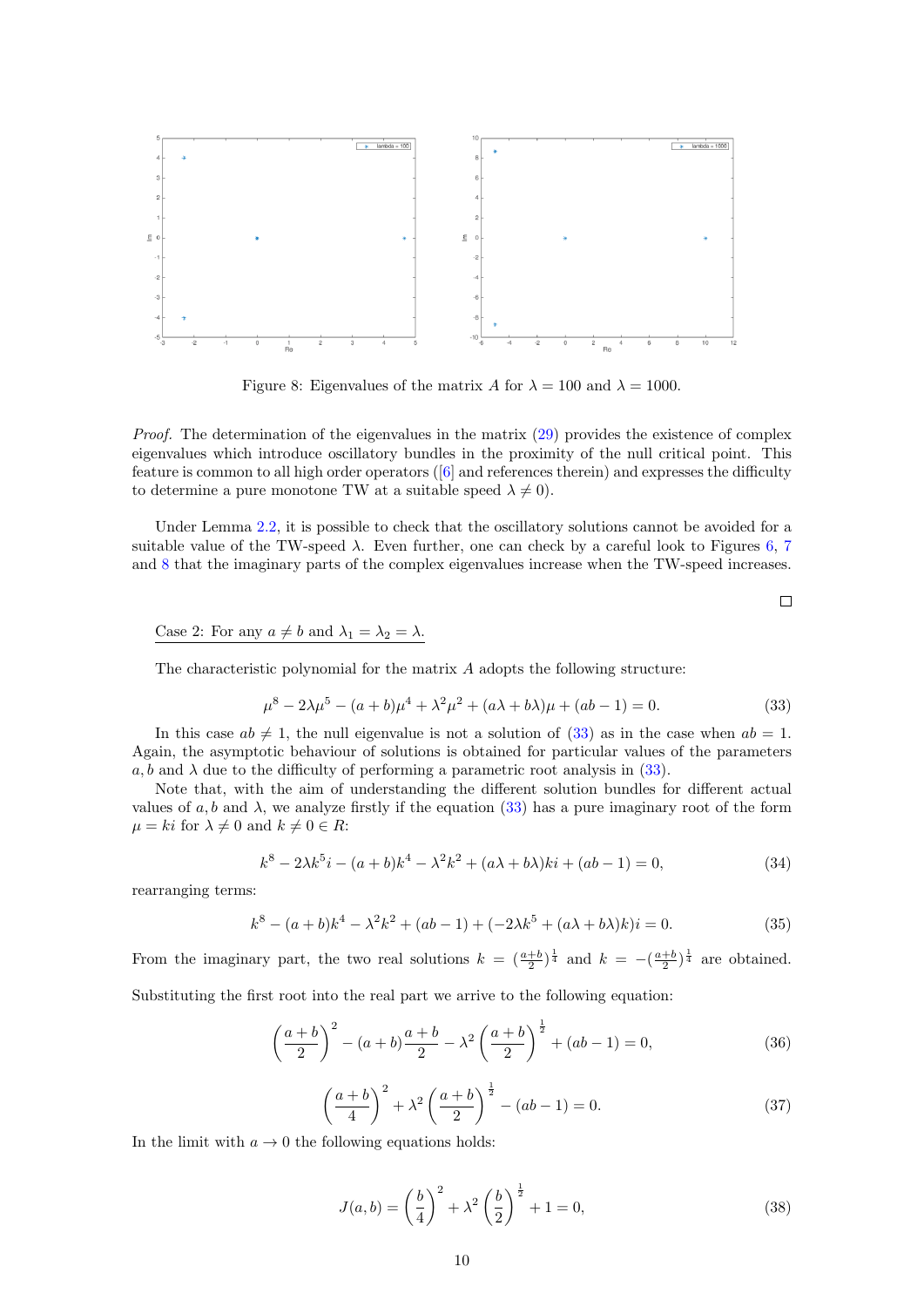Figure 8: Eigenvalues of the matrix $A$ for $\lambda = 100$ and $\lambda = 1000$.

*Proof.* The determination of the eigenvalues in the matrix (29) provides the existence of complex eigenvalues which introduce oscillatory bundles in the proximity of the null critical point. This feature is common to all high order operators ([6] and references therein) and expresses the difficulty to determine a pure monotone TW at a suitable speed $\lambda \neq 0$).

Under Lemma 2.2, it is possible to check that the oscillatory solutions cannot be avoided for a suitable value of the TW-speed $\lambda$. Even further, one can check by a careful look to Figures 6, 7 and 8 that the imaginary parts of the complex eigenvalues increase when the TW-speed increases.

□

Case 2: For any $a \neq b$ and $\lambda_1 = \lambda_2 = \lambda$.

The characteristic polynomial for the matrix $A$ adopts the following structure:

$$\mu^8 - 2\lambda\mu^5 - (a+b)\mu^4 + \lambda^2\mu^2 + (a\lambda + b\lambda)\mu + (ab-1) = 0. \tag{33}$$

In this case $ab \neq 1$, the null eigenvalue is not a solution of (33) as in the case when $ab = 1$. Again, the asymptotic behaviour of solutions is obtained for particular values of the parameters $a, b$ and $\lambda$ due to the difficulty of performing a parametric root analysis in (33).

Note that, with the aim of understanding the different solution bundles for different actual values of $a, b$ and $\lambda$, we analyze firstly if the equation (33) has a pure imaginary root of the form $\mu = ki$ for $\lambda \neq 0$ and $k \neq 0 \in R$:

$$k^8 - 2\lambda k^5 i - (a+b)k^4 - \lambda^2 k^2 + (a\lambda + b\lambda)ki + (ab-1) = 0, \tag{34}$$

rearranging terms:

$$k^8 - (a+b)k^4 - \lambda^2 k^2 + (ab-1) + (-2\lambda k^5 + (a\lambda + b\lambda)k)i = 0. \tag{35}$$

From the imaginary part, the two real solutions $k = (\frac{a+b}{2})^{\frac{1}{4}}$ and $k = -(\frac{a+b}{2})^{\frac{1}{4}}$ are obtained. Substituting the first root into the real part we arrive to the following equation:

$$\left(\frac{a+b}{2}\right)^2 - (a+b)\frac{a+b}{2} - \lambda^2\left(\frac{a+b}{2}\right)^{\frac{1}{2}} + (ab-1) = 0, \tag{36}$$

$$\left(\frac{a+b}{4}\right)^2 + \lambda^2\left(\frac{a+b}{2}\right)^{\frac{1}{2}} - (ab-1) = 0. \tag{37}$$

In the limit with $a \to 0$ the following equations holds:

$$J(a,b) = \left(\frac{b}{4}\right)^2 + \lambda^2\left(\frac{b}{2}\right)^{\frac{1}{2}} + 1 = 0, \tag{38}$$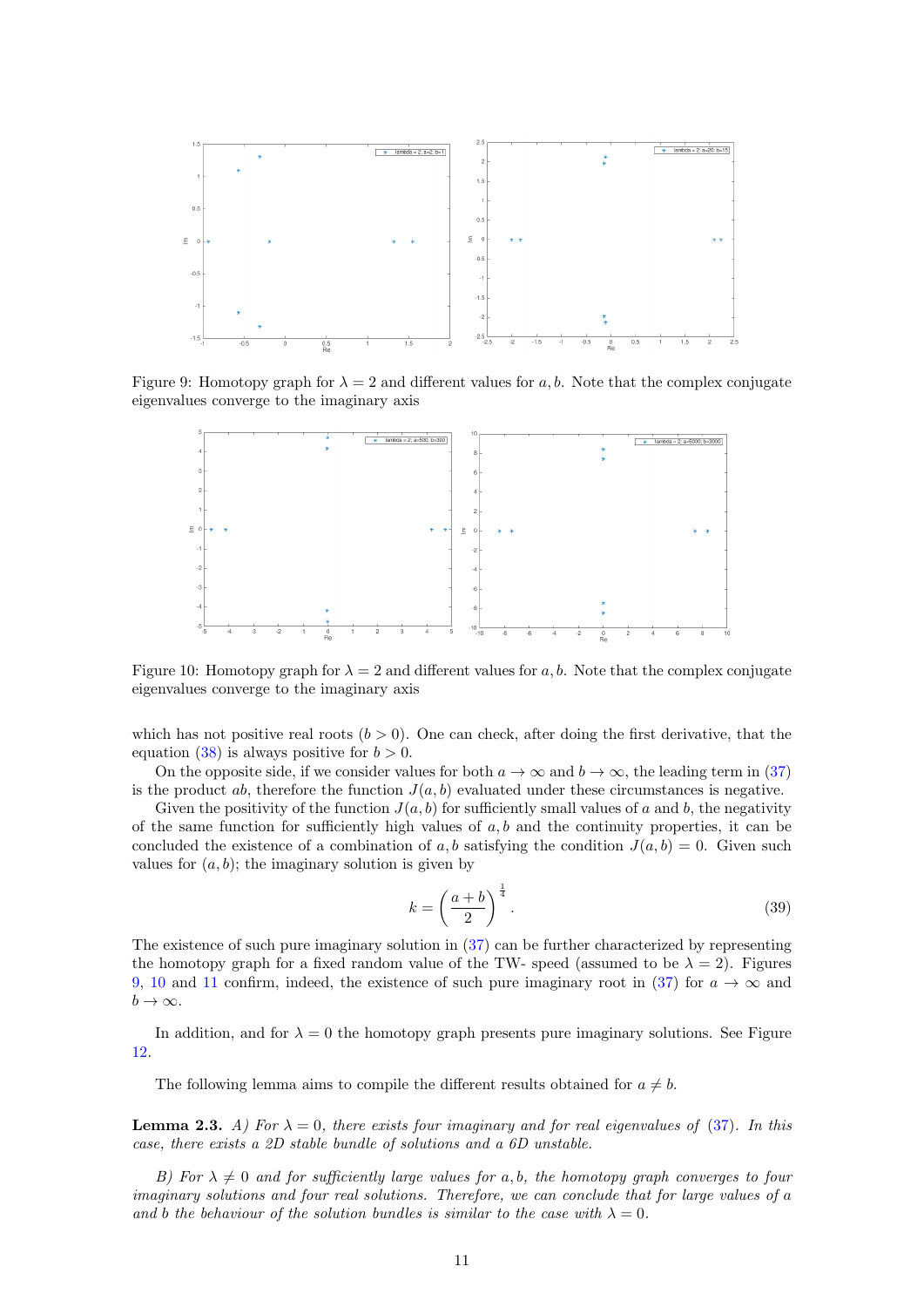Figure 9: Homotopy graph for $\lambda = 2$ and different values for $a, b$. Note that the complex conjugate eigenvalues converge to the imaginary axis

Figure 10: Homotopy graph for $\lambda = 2$ and different values for $a, b$. Note that the complex conjugate eigenvalues converge to the imaginary axis

which has not positive real roots ($b > 0$). One can check, after doing the first derivative, that the equation (38) is always positive for $b > 0$.

On the opposite side, if we consider values for both $a \to \infty$ and $b \to \infty$, the leading term in (37) is the product $ab$, therefore the function $J(a, b)$ evaluated under these circumstances is negative.

Given the positivity of the function $J(a, b)$ for sufficiently small values of $a$ and $b$, the negativity of the same function for sufficiently high values of $a, b$ and the continuity properties, it can be concluded the existence of a combination of $a, b$ satisfying the condition $J(a, b) = 0$. Given such values for $(a, b)$; the imaginary solution is given by

$$k = \left( \frac{a+b}{2} \right)^{\frac{1}{4}}. \tag{39}$$

The existence of such pure imaginary solution in (37) can be further characterized by representing the homotopy graph for a fixed random value of the TW- speed (assumed to be $\lambda = 2$). Figures 9, 10 and 11 confirm, indeed, the existence of such pure imaginary root in (37) for $a \to \infty$ and $b \to \infty$.

In addition, and for $\lambda = 0$ the homotopy graph presents pure imaginary solutions. See Figure 12.

The following lemma aims to compile the different results obtained for $a \neq b$.

**Lemma 2.3.** *A) For $\lambda = 0$, there exists four imaginary and for real eigenvalues of (37). In this case, there exists a 2D stable bundle of solutions and a 6D unstable.*

*B) For $\lambda \neq 0$ and for sufficiently large values for $a, b$, the homotopy graph converges to four imaginary solutions and four real solutions. Therefore, we can conclude that for large values of $a$ and $b$ the behaviour of the solution bundles is similar to the case with $\lambda = 0$.*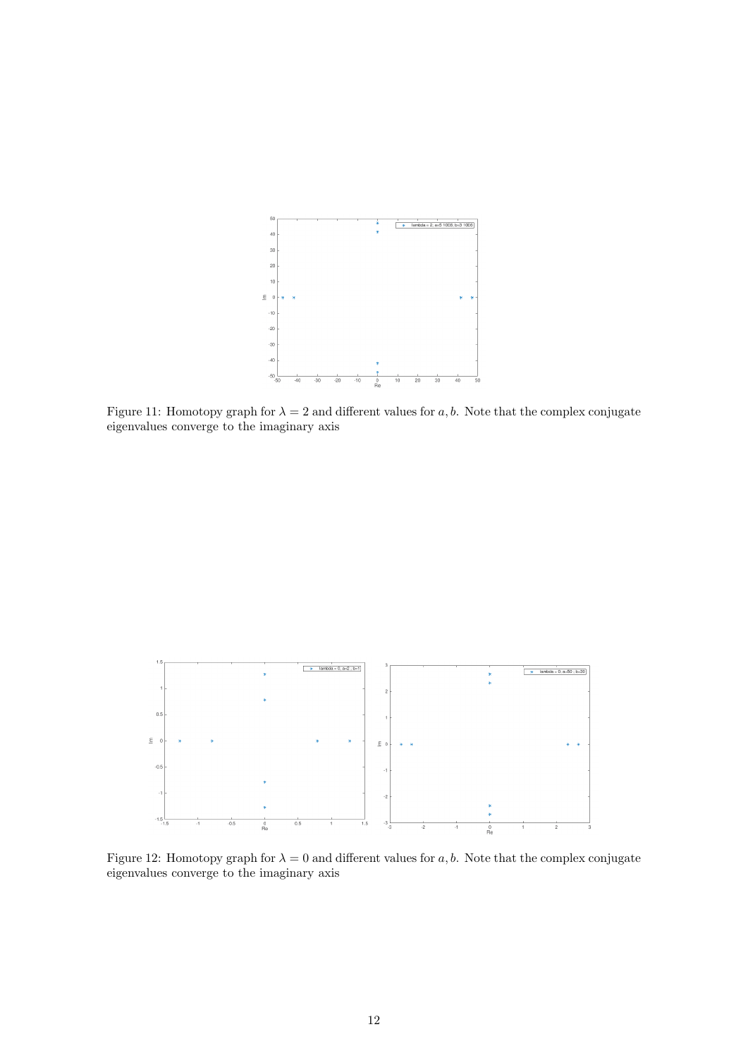Figure 11: Homotopy graph for $\lambda = 2$ and different values for $a, b$. Note that the complex conjugate eigenvalues converge to the imaginary axis

Figure 12: Homotopy graph for $\lambda = 0$ and different values for $a, b$. Note that the complex conjugate eigenvalues converge to the imaginary axis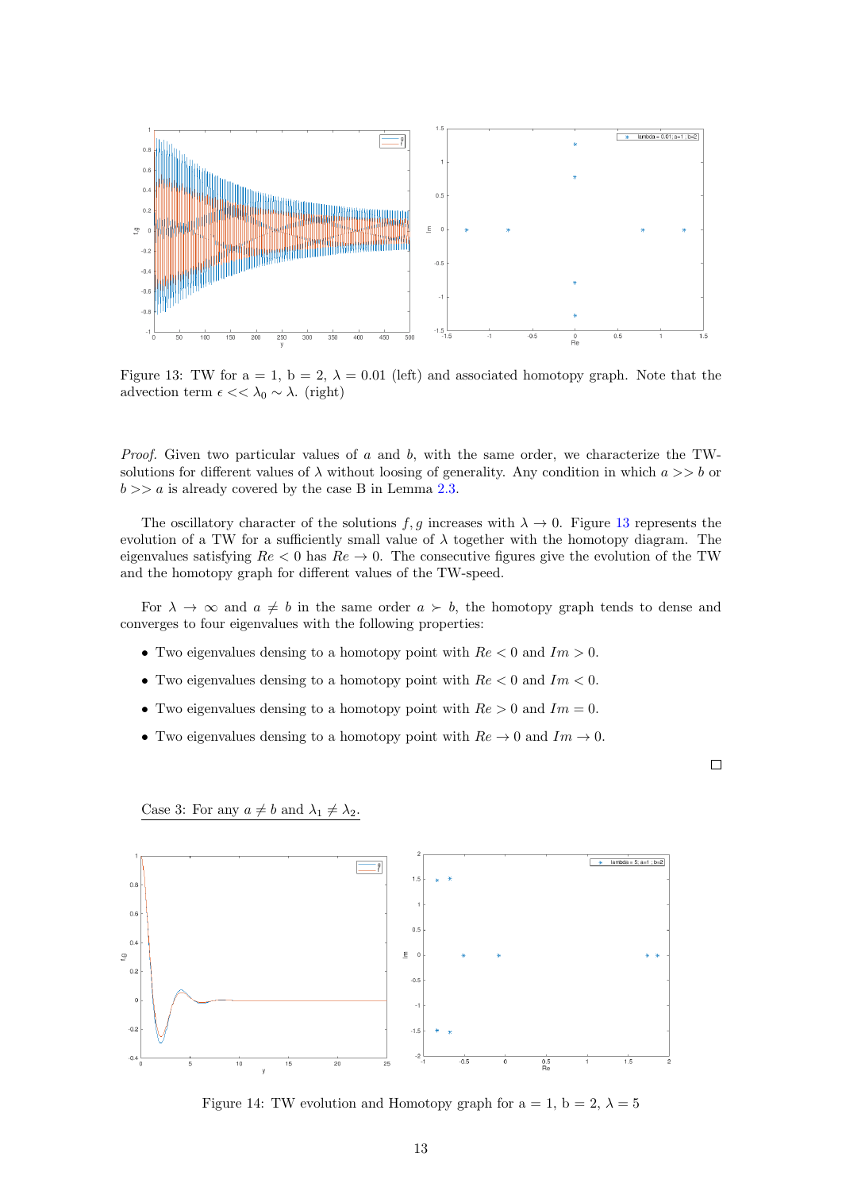Figure 13: TW for a = 1, b = 2, $\lambda = 0.01$ (left) and associated homotopy graph. Note that the advection term $\epsilon << \lambda_0 \sim \lambda$. (right)

*Proof.* Given two particular values of $a$ and $b$, with the same order, we characterize the TW-solutions for different values of $\lambda$ without loosing of generality. Any condition in which $a >> b$ or $b >> a$ is already covered by the case B in Lemma 2.3.

The oscillatory character of the solutions $f, g$ increases with $\lambda \to 0$. Figure 13 represents the evolution of a TW for a sufficiently small value of $\lambda$ together with the homotopy diagram. The eigenvalues satisfying $Re < 0$ has $Re \to 0$. The consecutive figures give the evolution of the TW and the homotopy graph for different values of the TW-speed.

For $\lambda \to \infty$ and $a \neq b$ in the same order $a \succ b$, the homotopy graph tends to dense and converges to four eigenvalues with the following properties:

- Two eigenvalues densing to a homotopy point with $Re < 0$ and $Im > 0$.
- Two eigenvalues densing to a homotopy point with $Re < 0$ and $Im < 0$.
- Two eigenvalues densing to a homotopy point with $Re > 0$ and $Im = 0$.
- Two eigenvalues densing to a homotopy point with $Re \to 0$ and $Im \to 0$.

□

Case 3: For any $a \neq b$ and $\lambda_1 \neq \lambda_2$.

Figure 14: TW evolution and Homotopy graph for a = 1, b = 2, $\lambda = 5$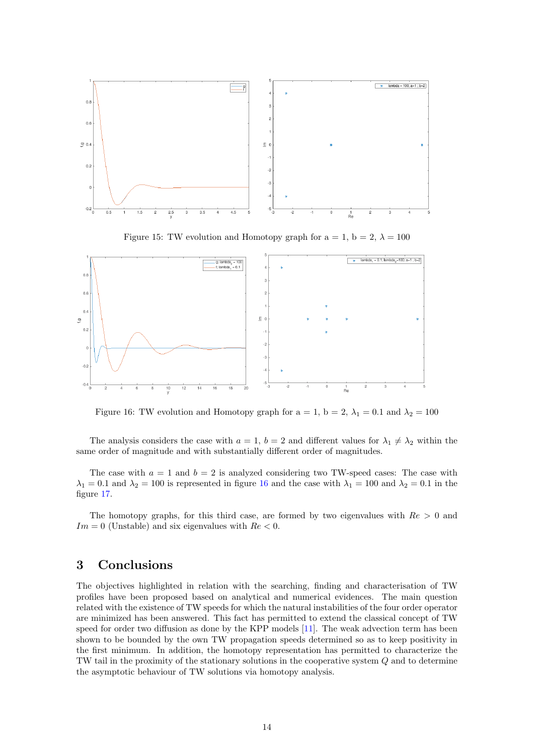Figure 15: TW evolution and Homotopy graph for a = 1, b = 2, $\lambda = 100$

Figure 16: TW evolution and Homotopy graph for a = 1, b = 2, $\lambda_1 = 0.1$ and $\lambda_2 = 100$

The analysis considers the case with $a = 1$, $b = 2$ and different values for $\lambda_1 \neq \lambda_2$ within the same order of magnitude and with substantially different order of magnitudes.

The case with $a = 1$ and $b = 2$ is analyzed considering two TW-speed cases: The case with $\lambda_1 = 0.1$ and $\lambda_2 = 100$ is represented in figure 16 and the case with $\lambda_1 = 100$ and $\lambda_2 = 0.1$ in the figure 17.

The homotopy graphs, for this third case, are formed by two eigenvalues with $Re > 0$ and $Im = 0$ (Unstable) and six eigenvalues with $Re < 0$.

## 3 Conclusions

The objectives highlighted in relation with the searching, finding and characterisation of TW profiles have been proposed based on analytical and numerical evidences. The main question related with the existence of TW speeds for which the natural instabilities of the four order operator are minimized has been answered. This fact has permitted to extend the classical concept of TW speed for order two diffusion as done by the KPP models [11]. The weak advection term has been shown to be bounded by the own TW propagation speeds determined so as to keep positivity in the first minimum. In addition, the homotopy representation has permitted to characterize the TW tail in the proximity of the stationary solutions in the cooperative system $Q$ and to determine the asymptotic behaviour of TW solutions via homotopy analysis.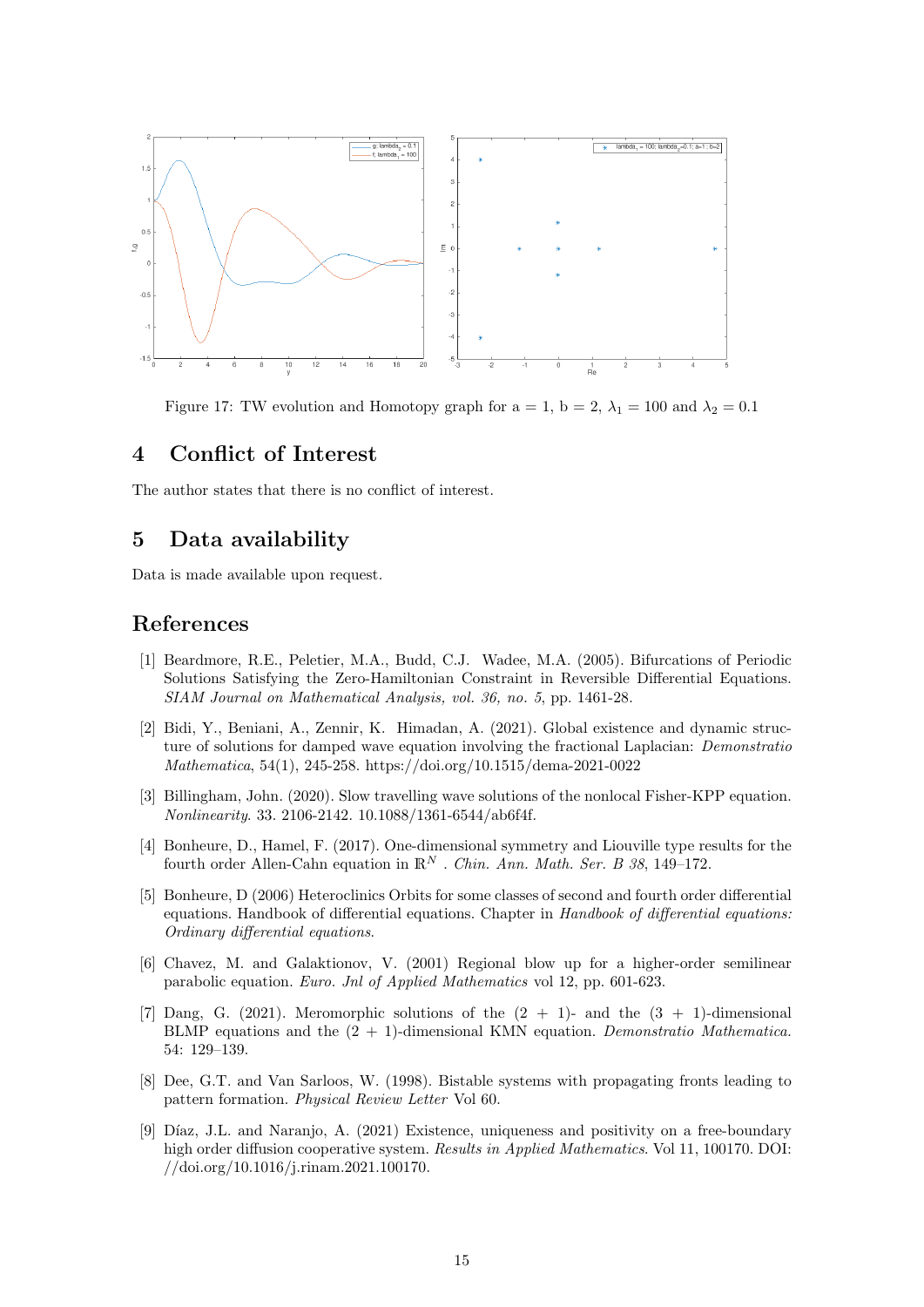Figure 17: TW evolution and Homotopy graph for a = 1, b = 2, $\lambda_1 = 100$ and $\lambda_2 = 0.1$

## 4 Conflict of Interest

The author states that there is no conflict of interest.

## 5 Data availability

Data is made available upon request.

## References

[1] Beardmore, R.E., Peletier, M.A., Budd, C.J. Wadee, M.A. (2005). Bifurcations of Periodic Solutions Satisfying the Zero-Hamiltonian Constraint in Reversible Differential Equations. *SIAM Journal on Mathematical Analysis, vol. 36, no. 5*, pp. 1461-28.

[2] Bidi, Y., Beniani, A., Zennir, K. Himadan, A. (2021). Global existence and dynamic structure of solutions for damped wave equation involving the fractional Laplacian: *Demonstratio Mathematica*, 54(1), 245-258. https://doi.org/10.1515/dema-2021-0022

[3] Billingham, John. (2020). Slow travelling wave solutions of the nonlocal Fisher-KPP equation. *Nonlinearity*. 33. 2106-2142. 10.1088/1361-6544/ab6f4f.

[4] Bonheure, D., Hamel, F. (2017). One-dimensional symmetry and Liouville type results for the fourth order Allen-Cahn equation in $\mathbb{R}^N$ . *Chin. Ann. Math. Ser. B 38*, 149–172.

[5] Bonheure, D (2006) Heteroclinics Orbits for some classes of second and fourth order differential equations. Handbook of differential equations. Chapter in *Handbook of differential equations: Ordinary differential equations*.

[6] Chavez, M. and Galaktionov, V. (2001) Regional blow up for a higher-order semilinear parabolic equation. *Euro. Jnl of Applied Mathematics* vol 12, pp. 601-623.

[7] Dang, G. (2021). Meromorphic solutions of the (2 + 1)- and the (3 + 1)-dimensional BLMP equations and the (2 + 1)-dimensional KMN equation. *Demonstratio Mathematica*. 54: 129–139.

[8] Dee, G.T. and Van Sarloos, W. (1998). Bistable systems with propagating fronts leading to pattern formation. *Physical Review Letter* Vol 60.

[9] Díaz, J.L. and Naranjo, A. (2021) Existence, uniqueness and positivity on a free-boundary high order diffusion cooperative system. *Results in Applied Mathematics*. Vol 11, 100170. DOI: //doi.org/10.1016/j.rinam.2021.100170.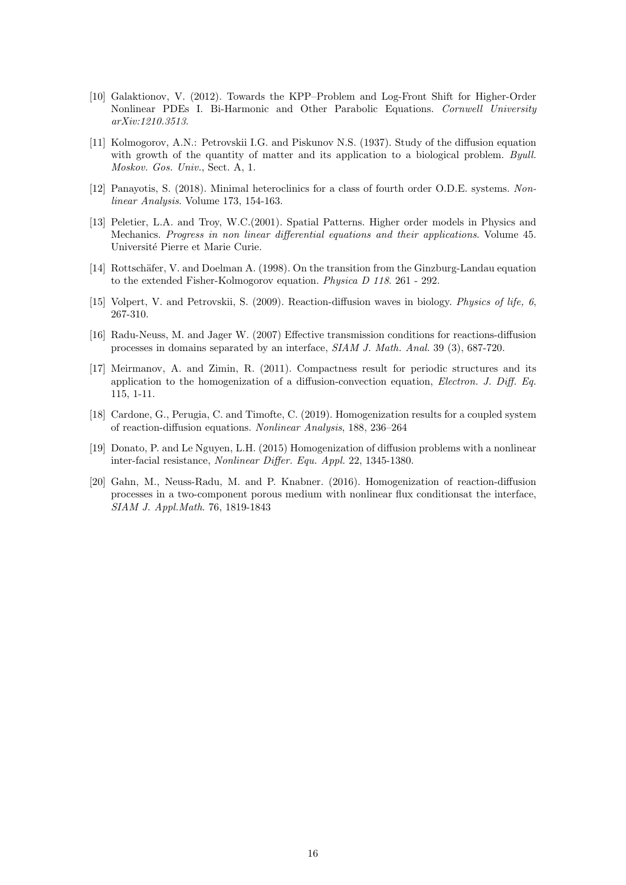[10] Galaktionov, V. (2012). Towards the KPP–Problem and Log-Front Shift for Higher-Order Nonlinear PDEs I. Bi-Harmonic and Other Parabolic Equations. *Cornwell University arXiv:1210.3513*.

[11] Kolmogorov, A.N.: Petrovskii I.G. and Piskunov N.S. (1937). Study of the diffusion equation with growth of the quantity of matter and its application to a biological problem. *Byull. Moskov. Gos. Univ.*, Sect. A, 1.

[12] Panayotis, S. (2018). Minimal heteroclinics for a class of fourth order O.D.E. systems. *Nonlinear Analysis*. Volume 173, 154-163.

[13] Peletier, L.A. and Troy, W.C.(2001). Spatial Patterns. Higher order models in Physics and Mechanics. *Progress in non linear differential equations and their applications*. Volume 45. Université Pierre et Marie Curie.

[14] Rottschäfer, V. and Doelman A. (1998). On the transition from the Ginzburg-Landau equation to the extended Fisher-Kolmogorov equation. *Physica D 118*. 261 - 292.

[15] Volpert, V. and Petrovskii, S. (2009). Reaction-diffusion waves in biology. *Physics of life, 6*, 267-310.

[16] Radu-Neuss, M. and Jager W. (2007) Effective transmission conditions for reactions-diffusion processes in domains separated by an interface, *SIAM J. Math. Anal.* 39 (3), 687-720.

[17] Meirmanov, A. and Zimin, R. (2011). Compactness result for periodic structures and its application to the homogenization of a diffusion-convection equation, *Electron. J. Diff. Eq.* 115, 1-11.

[18] Cardone, G., Perugia, C. and Timofte, C. (2019). Homogenization results for a coupled system of reaction-diffusion equations. *Nonlinear Analysis*, 188, 236–264

[19] Donato, P. and Le Nguyen, L.H. (2015) Homogenization of diffusion problems with a nonlinear inter-facial resistance, *Nonlinear Differ. Equ. Appl.* 22, 1345-1380.

[20] Gahn, M., Neuss-Radu, M. and P. Knabner. (2016). Homogenization of reaction-diffusion processes in a two-component porous medium with nonlinear flux conditionsat the interface, *SIAM J. Appl.Math.* 76, 1819-1843